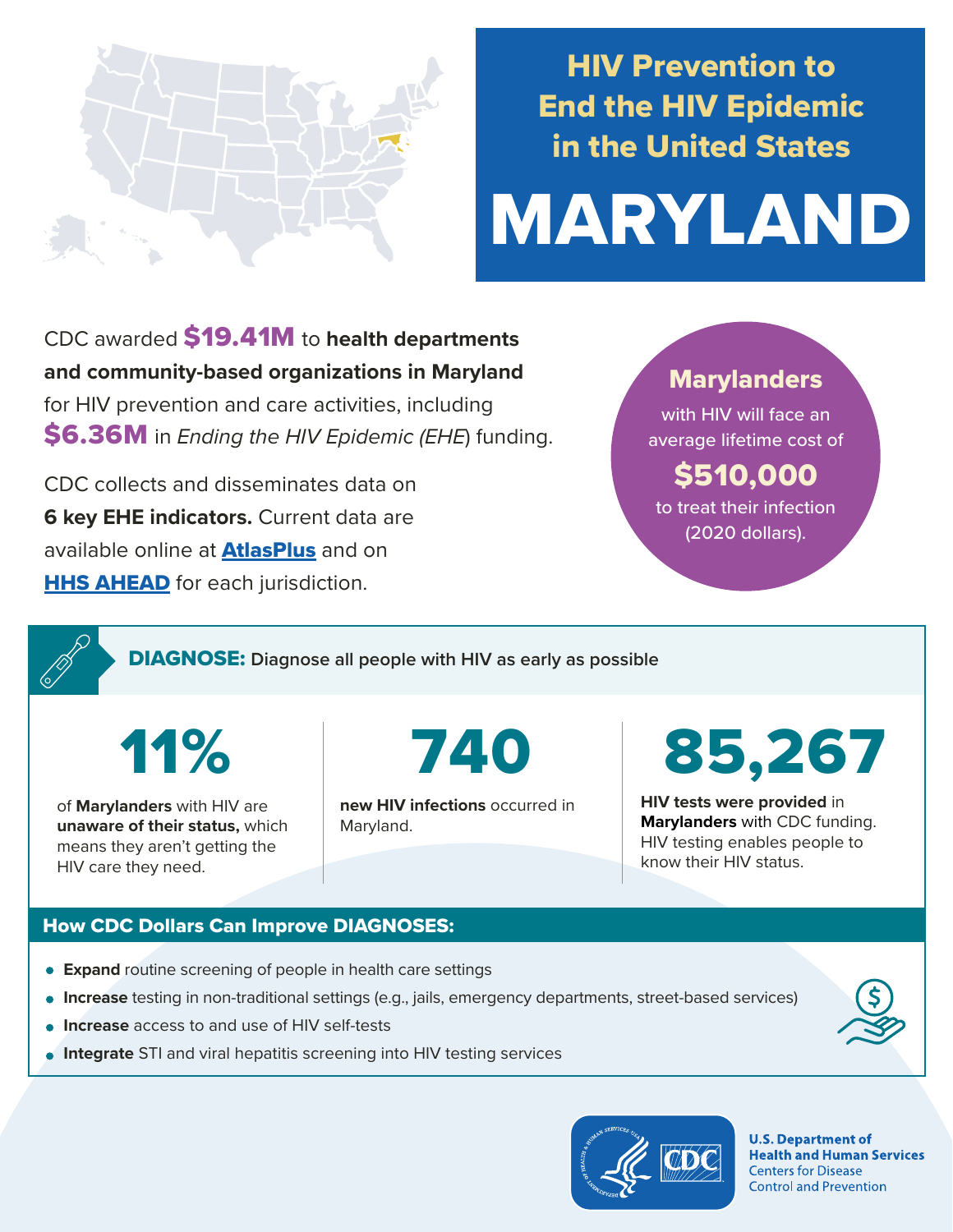# HIV Prevention to End the HIV Epidemic in the United States

# MARYLAND

CDC awarded **$19.41M** to **health departments and community-based organizations in Maryland** for HIV prevention and care activities, including **$6.36M** in *Ending the HIV Epidemic (EHE*) funding.

CDC collects and disseminates data on **6 key EHE indicators.** Current data are available online at **AtlasPlus** and on **HHS AHEAD** for each jurisdiction.

**Marylanders** with HIV will face an average lifetime cost of **$510,000** to treat their infection (2020 dollars).

## DIAGNOSE: Diagnose all people with HIV as early as possible

**11%**

of **Marylanders** with HIV are **unaware of their status,** which means they aren't getting the HIV care they need.

**740**

**new HIV infections** occurred in Maryland.

**85,267**

**HIV tests were provided** in **Marylanders** with CDC funding. HIV testing enables people to know their HIV status.

### How CDC Dollars Can Improve DIAGNOSES:

- **Expand** routine screening of people in health care settings
- **Increase** testing in non-traditional settings (e.g., jails, emergency departments, street-based services)
- **Increase** access to and use of HIV self-tests
- **Integrate** STI and viral hepatitis screening into HIV testing services

U.S. Department of Health and Human Services
Centers for Disease Control and Prevention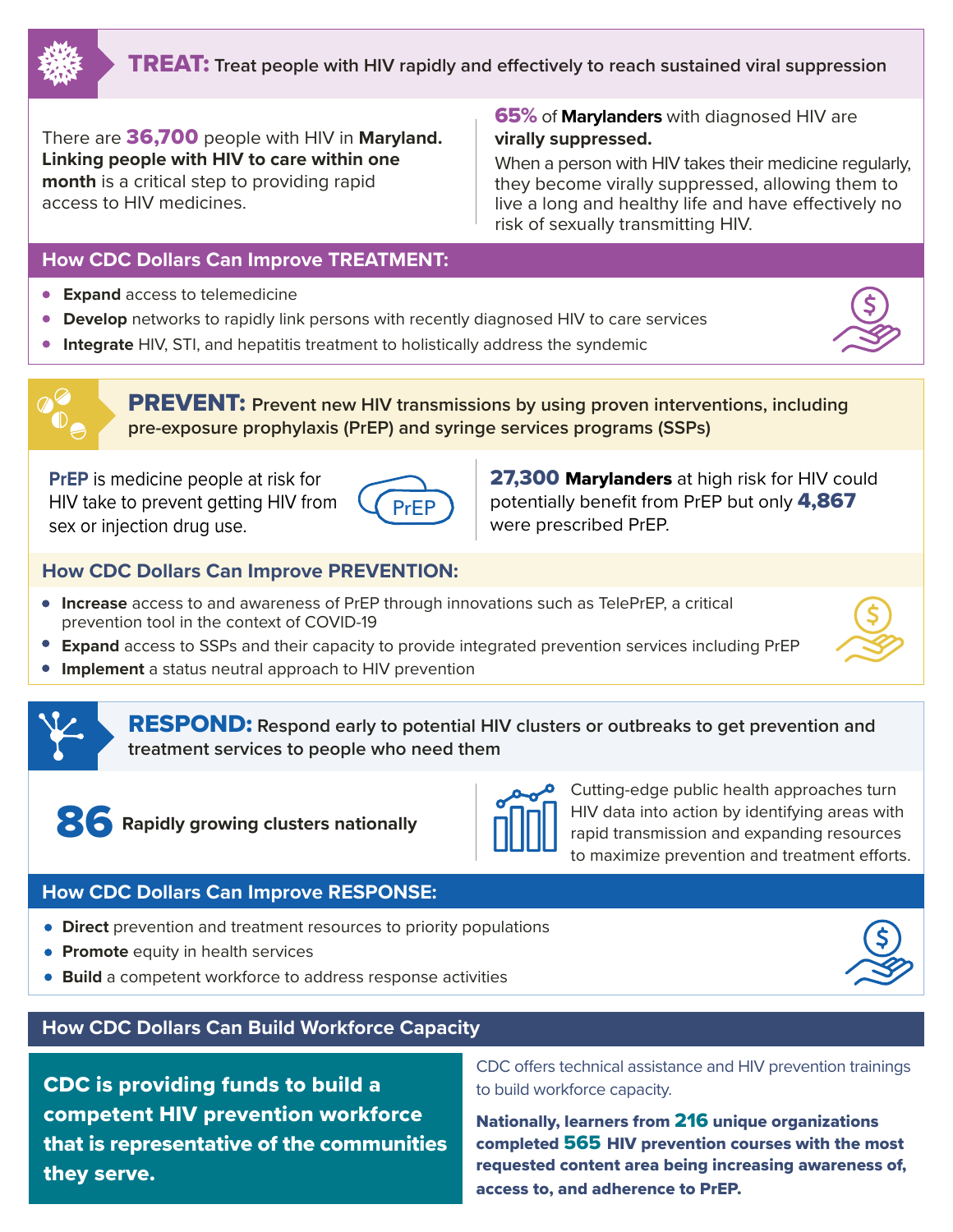## **TREAT:** Treat people with HIV rapidly and effectively to reach sustained viral suppression

There are **36,700** people with HIV in **Maryland. Linking people with HIV to care within one month** is a critical step to providing rapid access to HIV medicines.

**65%** of **Marylanders** with diagnosed HIV are **virally suppressed.**

When a person with HIV takes their medicine regularly, they become virally suppressed, allowing them to live a long and healthy life and have effectively no risk of sexually transmitting HIV.

### How CDC Dollars Can Improve TREATMENT:

- **Expand** access to telemedicine
- **Develop** networks to rapidly link persons with recently diagnosed HIV to care services
- **Integrate** HIV, STI, and hepatitis treatment to holistically address the syndemic

## **PREVENT:** Prevent new HIV transmissions by using proven interventions, including pre-exposure prophylaxis (PrEP) and syringe services programs (SSPs)

**PrEP** is medicine people at risk for HIV take to prevent getting HIV from sex or injection drug use.

PrEP

**27,300 Marylanders** at high risk for HIV could potentially benefit from PrEP but only **4,867** were prescribed PrEP.

### How CDC Dollars Can Improve PREVENTION:

- **Increase** access to and awareness of PrEP through innovations such as TelePrEP, a critical prevention tool in the context of COVID-19
- **Expand** access to SSPs and their capacity to provide integrated prevention services including PrEP
- **Implement** a status neutral approach to HIV prevention

## **RESPOND:** Respond early to potential HIV clusters or outbreaks to get prevention and treatment services to people who need them

**86** **Rapidly growing clusters nationally**

Cutting-edge public health approaches turn HIV data into action by identifying areas with rapid transmission and expanding resources to maximize prevention and treatment efforts.

### How CDC Dollars Can Improve RESPONSE:

- **Direct** prevention and treatment resources to priority populations
- **Promote** equity in health services
- **Build** a competent workforce to address response activities

### How CDC Dollars Can Build Workforce Capacity

**CDC is providing funds to build a competent HIV prevention workforce that is representative of the communities they serve.**

CDC offers technical assistance and HIV prevention trainings to build workforce capacity.

**Nationally, learners from 216 unique organizations completed 565 HIV prevention courses with the most requested content area being increasing awareness of, access to, and adherence to PrEP.**